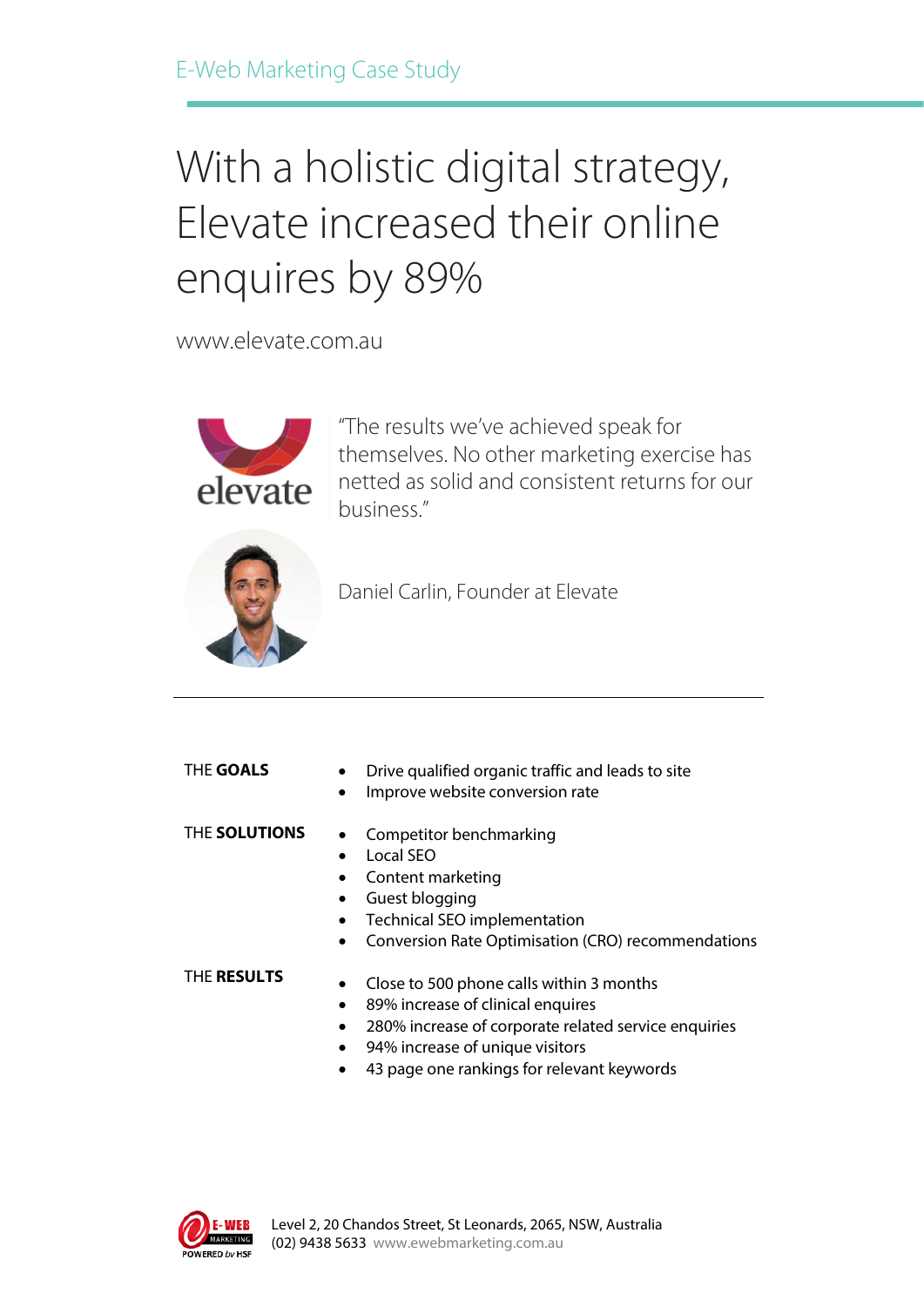E-Web Marketing Case Study

# With a holistic digital strategy, Elevate increased their online enquires by 89%

www.elevate.com.au

elevate

"The results we've achieved speak for themselves. No other marketing exercise has netted as solid and consistent returns for our business."

Daniel Carlin, Founder at Elevate

---

THE **GOALS**

- Drive qualified organic traffic and leads to site
- Improve website conversion rate

THE **SOLUTIONS**

- Competitor benchmarking
- Local SEO
- Content marketing
- Guest blogging
- Technical SEO implementation
- Conversion Rate Optimisation (CRO) recommendations

THE **RESULTS**

- Close to 500 phone calls within 3 months
- 89% increase of clinical enquires
- 280% increase of corporate related service enquiries
- 94% increase of unique visitors
- 43 page one rankings for relevant keywords

E-WEB MARKETING POWERED by HSF

Level 2, 20 Chandos Street, St Leonards, 2065, NSW, Australia
(02) 9438 5633 www.ewebmarketing.com.au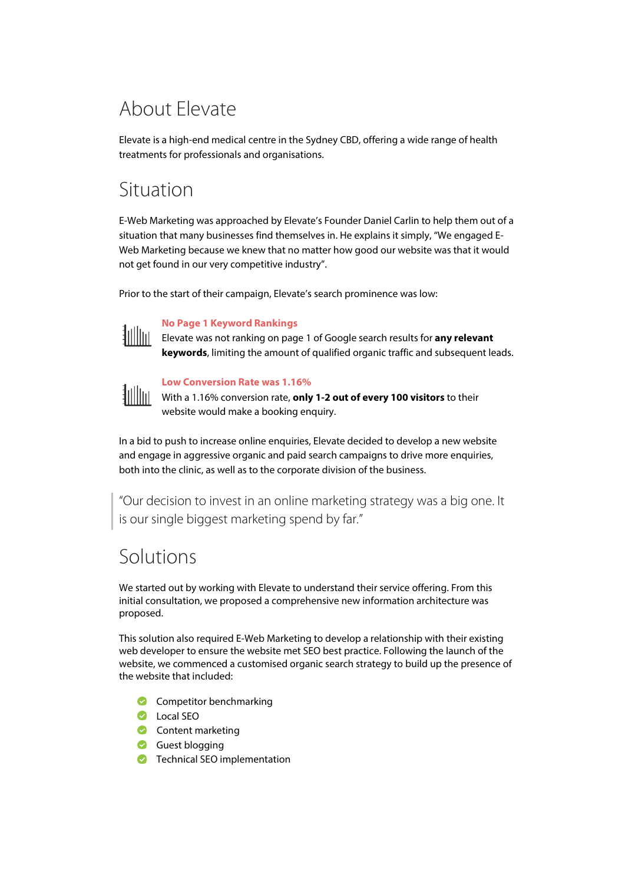# About Elevate

Elevate is a high-end medical centre in the Sydney CBD, offering a wide range of health treatments for professionals and organisations.

# Situation

E-Web Marketing was approached by Elevate's Founder Daniel Carlin to help them out of a situation that many businesses find themselves in. He explains it simply, "We engaged E-Web Marketing because we knew that no matter how good our website was that it would not get found in our very competitive industry".

Prior to the start of their campaign, Elevate's search prominence was low:

**No Page 1 Keyword Rankings**
Elevate was not ranking on page 1 of Google search results for **any relevant keywords**, limiting the amount of qualified organic traffic and subsequent leads.

**Low Conversion Rate was 1.16%**
With a 1.16% conversion rate, **only 1-2 out of every 100 visitors** to their website would make a booking enquiry.

In a bid to push to increase online enquiries, Elevate decided to develop a new website and engage in aggressive organic and paid search campaigns to drive more enquiries, both into the clinic, as well as to the corporate division of the business.

> "Our decision to invest in an online marketing strategy was a big one. It is our single biggest marketing spend by far."

# Solutions

We started out by working with Elevate to understand their service offering. From this initial consultation, we proposed a comprehensive new information architecture was proposed.

This solution also required E-Web Marketing to develop a relationship with their existing web developer to ensure the website met SEO best practice. Following the launch of the website, we commenced a customised organic search strategy to build up the presence of the website that included:

- Competitor benchmarking
- Local SEO
- Content marketing
- Guest blogging
- Technical SEO implementation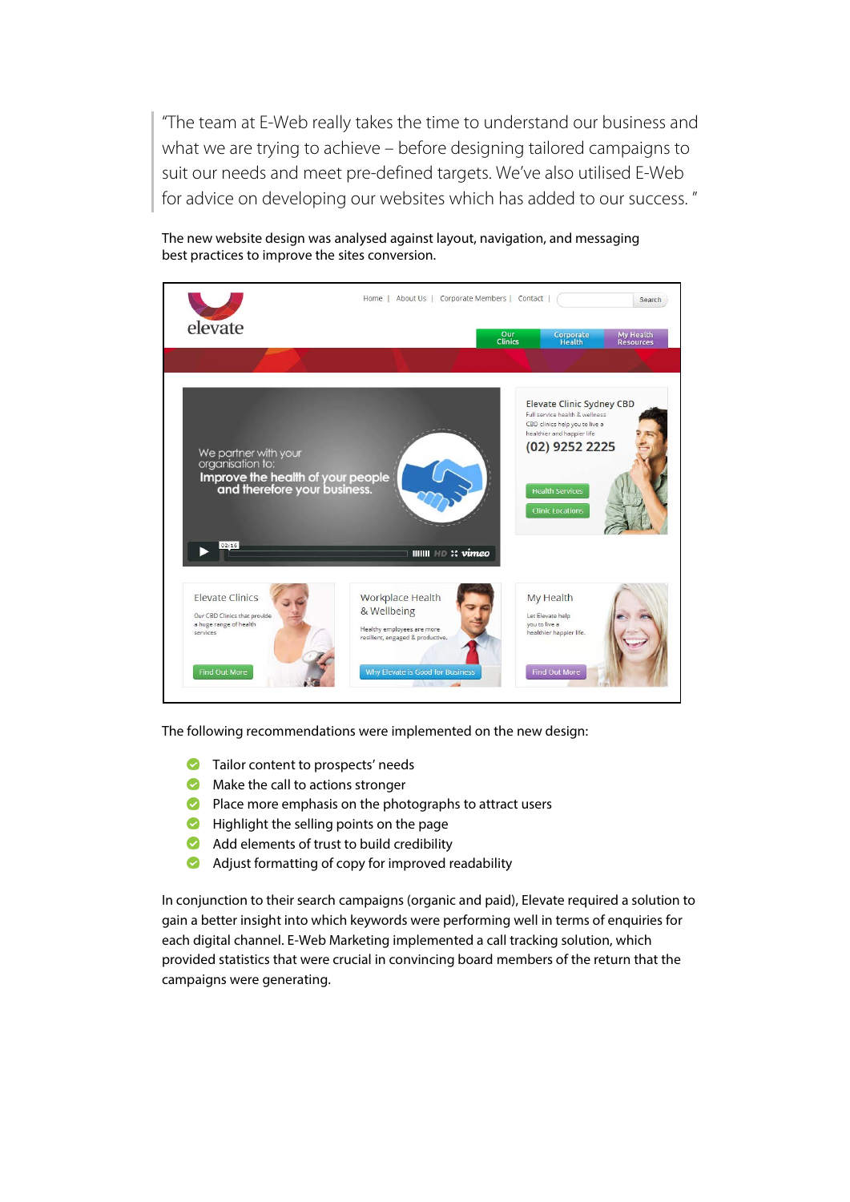> "The team at E-Web really takes the time to understand our business and what we are trying to achieve – before designing tailored campaigns to suit our needs and meet pre-defined targets. We've also utilised E-Web for advice on developing our websites which has added to our success."

The new website design was analysed against layout, navigation, and messaging best practices to improve the sites conversion.

The following recommendations were implemented on the new design:

- Tailor content to prospects' needs
- Make the call to actions stronger
- Place more emphasis on the photographs to attract users
- Highlight the selling points on the page
- Add elements of trust to build credibility
- Adjust formatting of copy for improved readability

In conjunction to their search campaigns (organic and paid), Elevate required a solution to gain a better insight into which keywords were performing well in terms of enquiries for each digital channel. E-Web Marketing implemented a call tracking solution, which provided statistics that were crucial in convincing board members of the return that the campaigns were generating.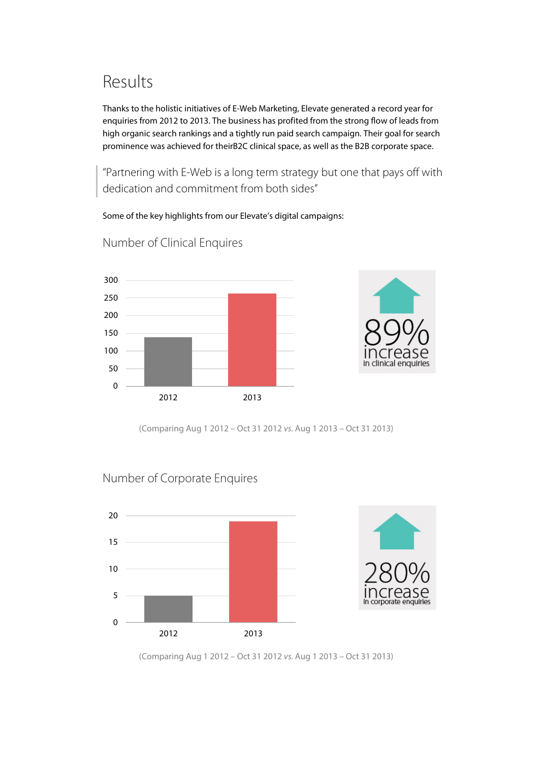# Results

Thanks to the holistic initiatives of E-Web Marketing, Elevate generated a record year for enquiries from 2012 to 2013. The business has profited from the strong flow of leads from high organic search rankings and a tightly run paid search campaign. Their goal for search prominence was achieved for theirB2C clinical space, as well as the B2B corporate space.

> "Partnering with E-Web is a long term strategy but one that pays off with dedication and commitment from both sides"

Some of the key highlights from our Elevate's digital campaigns:

## Number of Clinical Enquires

89% increase in clinical enquiries

(Comparing Aug 1 2012 – Oct 31 2012 *vs.* Aug 1 2013 – Oct 31 2013)

## Number of Corporate Enquires

280% increase in corporate enquiries

(Comparing Aug 1 2012 – Oct 31 2012 *vs.* Aug 1 2013 – Oct 31 2013)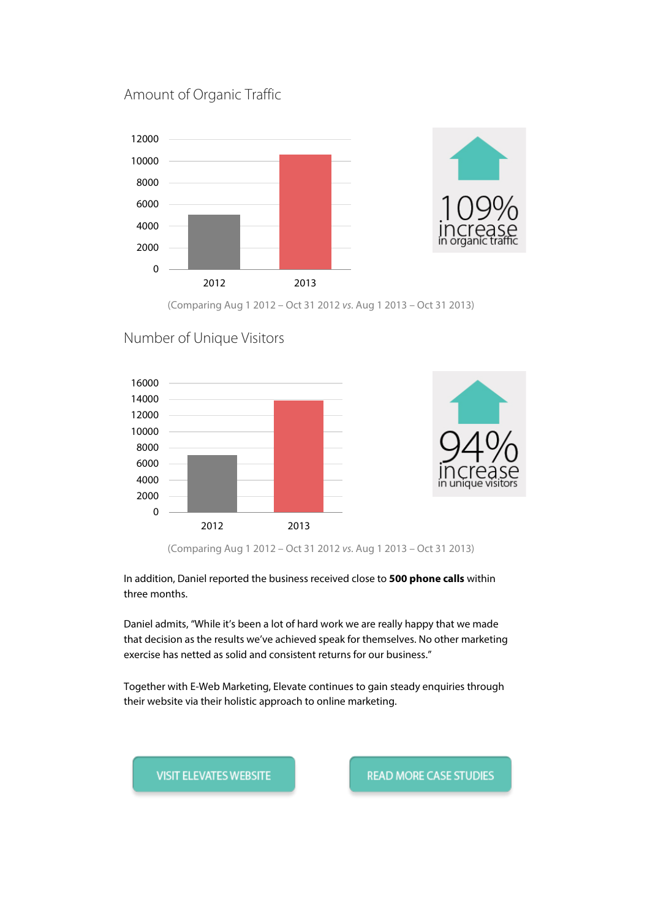## Amount of Organic Traffic

12000
10000
8000
6000
4000
2000
0

2012
2013

109% increase in organic traffic

(Comparing Aug 1 2012 – Oct 31 2012 *vs.* Aug 1 2013 – Oct 31 2013)

## Number of Unique Visitors

16000
14000
12000
10000
8000
6000
4000
2000
0

2012
2013

94% increase in unique visitors

(Comparing Aug 1 2012 – Oct 31 2012 *vs.* Aug 1 2013 – Oct 31 2013)

In addition, Daniel reported the business received close to **500 phone calls** within three months.

Daniel admits, "While it's been a lot of hard work we are really happy that we made that decision as the results we've achieved speak for themselves. No other marketing exercise has netted as solid and consistent returns for our business."

Together with E-Web Marketing, Elevate continues to gain steady enquiries through their website via their holistic approach to online marketing.

VISIT ELEVATES WEBSITE

READ MORE CASE STUDIES